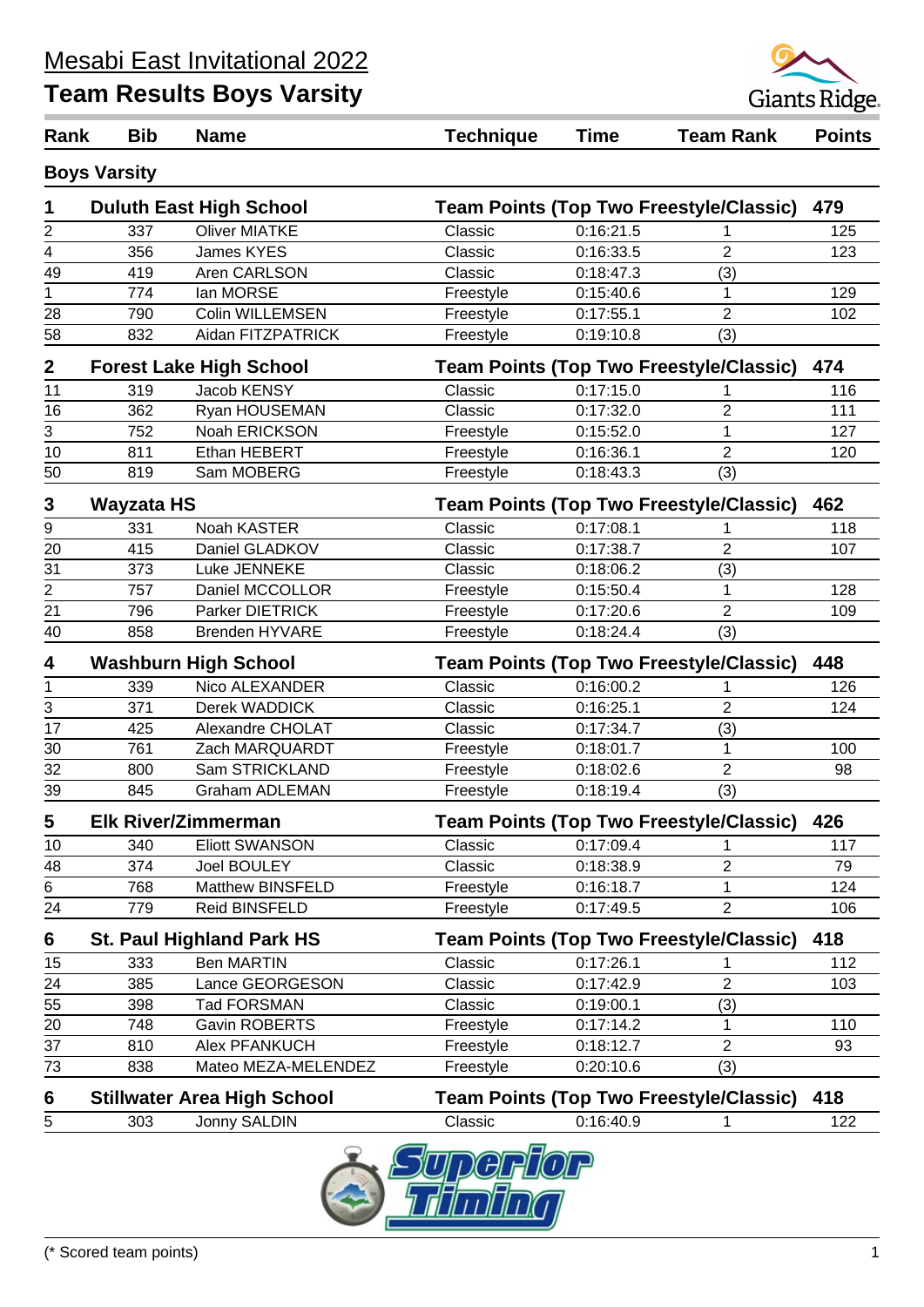# Mesabi East Invitational 2022

## Team Results Boys Varsity

| Rank | Bib | Name | Technique | Time | Team Rank | Points |
|---|---|---|---|---|---|---|
| **Boys Varsity** | | | | | | |
| **1** | **Duluth East High School** | | **Team Points (Top Two Freestyle/Classic)** | | | **479** |
| 2 | 337 | Oliver MIATKE | Classic | 0:16:21.5 | 1 | 125 |
| 4 | 356 | James KYES | Classic | 0:16:33.5 | 2 | 123 |
| 49 | 419 | Aren CARLSON | Classic | 0:18:47.3 | (3) | |
| 1 | 774 | Ian MORSE | Freestyle | 0:15:40.6 | 1 | 129 |
| 28 | 790 | Colin WILLEMSEN | Freestyle | 0:17:55.1 | 2 | 102 |
| 58 | 832 | Aidan FITZPATRICK | Freestyle | 0:19:10.8 | (3) | |
| **2** | **Forest Lake High School** | | **Team Points (Top Two Freestyle/Classic)** | | | **474** |
| 11 | 319 | Jacob KENSY | Classic | 0:17:15.0 | 1 | 116 |
| 16 | 362 | Ryan HOUSEMAN | Classic | 0:17:32.0 | 2 | 111 |
| 3 | 752 | Noah ERICKSON | Freestyle | 0:15:52.0 | 1 | 127 |
| 10 | 811 | Ethan HEBERT | Freestyle | 0:16:36.1 | 2 | 120 |
| 50 | 819 | Sam MOBERG | Freestyle | 0:18:43.3 | (3) | |
| **3** | **Wayzata HS** | | **Team Points (Top Two Freestyle/Classic)** | | | **462** |
| 9 | 331 | Noah KASTER | Classic | 0:17:08.1 | 1 | 118 |
| 20 | 415 | Daniel GLADKOV | Classic | 0:17:38.7 | 2 | 107 |
| 31 | 373 | Luke JENNEKE | Classic | 0:18:06.2 | (3) | |
| 2 | 757 | Daniel MCCOLLOR | Freestyle | 0:15:50.4 | 1 | 128 |
| 21 | 796 | Parker DIETRICK | Freestyle | 0:17:20.6 | 2 | 109 |
| 40 | 858 | Brenden HYVARE | Freestyle | 0:18:24.4 | (3) | |
| **4** | **Washburn High School** | | **Team Points (Top Two Freestyle/Classic)** | | | **448** |
| 1 | 339 | Nico ALEXANDER | Classic | 0:16:00.2 | 1 | 126 |
| 3 | 371 | Derek WADDICK | Classic | 0:16:25.1 | 2 | 124 |
| 17 | 425 | Alexandre CHOLAT | Classic | 0:17:34.7 | (3) | |
| 30 | 761 | Zach MARQUARDT | Freestyle | 0:18:01.7 | 1 | 100 |
| 32 | 800 | Sam STRICKLAND | Freestyle | 0:18:02.6 | 2 | 98 |
| 39 | 845 | Graham ADLEMAN | Freestyle | 0:18:19.4 | (3) | |
| **5** | **Elk River/Zimmerman** | | **Team Points (Top Two Freestyle/Classic)** | | | **426** |
| 10 | 340 | Eliott SWANSON | Classic | 0:17:09.4 | 1 | 117 |
| 48 | 374 | Joel BOULEY | Classic | 0:18:38.9 | 2 | 79 |
| 6 | 768 | Matthew BINSFELD | Freestyle | 0:16:18.7 | 1 | 124 |
| 24 | 779 | Reid BINSFELD | Freestyle | 0:17:49.5 | 2 | 106 |
| **6** | **St. Paul Highland Park HS** | | **Team Points (Top Two Freestyle/Classic)** | | | **418** |
| 15 | 333 | Ben MARTIN | Classic | 0:17:26.1 | 1 | 112 |
| 24 | 385 | Lance GEORGESON | Classic | 0:17:42.9 | 2 | 103 |
| 55 | 398 | Tad FORSMAN | Classic | 0:19:00.1 | (3) | |
| 20 | 748 | Gavin ROBERTS | Freestyle | 0:17:14.2 | 1 | 110 |
| 37 | 810 | Alex PFANKUCH | Freestyle | 0:18:12.7 | 2 | 93 |
| 73 | 838 | Mateo MEZA-MELENDEZ | Freestyle | 0:20:10.6 | (3) | |
| **6** | **Stillwater Area High School** | | **Team Points (Top Two Freestyle/Classic)** | | | **418** |
| 5 | 303 | Jonny SALDIN | Classic | 0:16:40.9 | 1 | 122 |

(* Scored team points)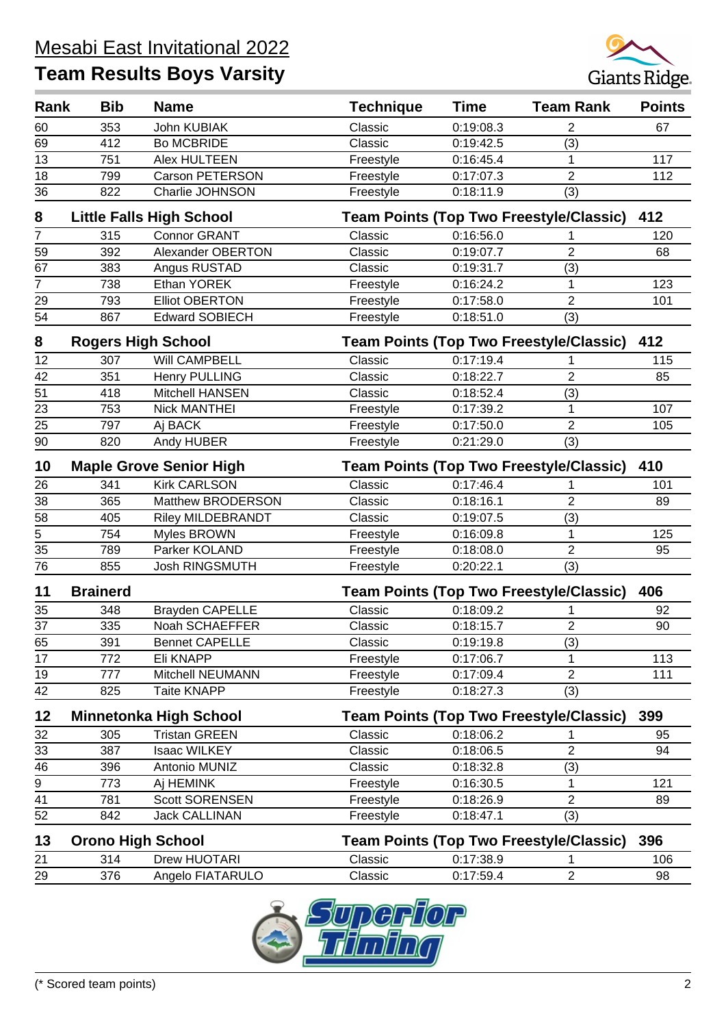# Mesabi East Invitational 2022

## Team Results Boys Varsity

| Rank | Bib | Name | Technique | Time | Team Rank | Points |
|---|---|---|---|---|---|---|
| 60 | 353 | John KUBIAK | Classic | 0:19:08.3 | 2 | 67 |
| 69 | 412 | Bo MCBRIDE | Classic | 0:19:42.5 | (3) | |
| 13 | 751 | Alex HULTEEN | Freestyle | 0:16:45.4 | 1 | 117 |
| 18 | 799 | Carson PETERSON | Freestyle | 0:17:07.3 | 2 | 112 |
| 36 | 822 | Charlie JOHNSON | Freestyle | 0:18:11.9 | (3) | |
| **8** | **Little Falls High School** | | **Team Points (Top Two Freestyle/Classic)** | | | **412** |
| 7 | 315 | Connor GRANT | Classic | 0:16:56.0 | 1 | 120 |
| 59 | 392 | Alexander OBERTON | Classic | 0:19:07.7 | 2 | 68 |
| 67 | 383 | Angus RUSTAD | Classic | 0:19:31.7 | (3) | |
| 7 | 738 | Ethan YOREK | Freestyle | 0:16:24.2 | 1 | 123 |
| 29 | 793 | Elliot OBERTON | Freestyle | 0:17:58.0 | 2 | 101 |
| 54 | 867 | Edward SOBIECH | Freestyle | 0:18:51.0 | (3) | |
| **8** | **Rogers High School** | | **Team Points (Top Two Freestyle/Classic)** | | | **412** |
| 12 | 307 | Will CAMPBELL | Classic | 0:17:19.4 | 1 | 115 |
| 42 | 351 | Henry PULLING | Classic | 0:18:22.7 | 2 | 85 |
| 51 | 418 | Mitchell HANSEN | Classic | 0:18:52.4 | (3) | |
| 23 | 753 | Nick MANTHEI | Freestyle | 0:17:39.2 | 1 | 107 |
| 25 | 797 | Aj BACK | Freestyle | 0:17:50.0 | 2 | 105 |
| 90 | 820 | Andy HUBER | Freestyle | 0:21:29.0 | (3) | |
| **10** | **Maple Grove Senior High** | | **Team Points (Top Two Freestyle/Classic)** | | | **410** |
| 26 | 341 | Kirk CARLSON | Classic | 0:17:46.4 | 1 | 101 |
| 38 | 365 | Matthew BRODERSON | Classic | 0:18:16.1 | 2 | 89 |
| 58 | 405 | Riley MILDEBRANDT | Classic | 0:19:07.5 | (3) | |
| 5 | 754 | Myles BROWN | Freestyle | 0:16:09.8 | 1 | 125 |
| 35 | 789 | Parker KOLAND | Freestyle | 0:18:08.0 | 2 | 95 |
| 76 | 855 | Josh RINGSMUTH | Freestyle | 0:20:22.1 | (3) | |
| **11** | **Brainerd** | | **Team Points (Top Two Freestyle/Classic)** | | | **406** |
| 35 | 348 | Brayden CAPELLE | Classic | 0:18:09.2 | 1 | 92 |
| 37 | 335 | Noah SCHAEFFER | Classic | 0:18:15.7 | 2 | 90 |
| 65 | 391 | Bennet CAPELLE | Classic | 0:19:19.8 | (3) | |
| 17 | 772 | Eli KNAPP | Freestyle | 0:17:06.7 | 1 | 113 |
| 19 | 777 | Mitchell NEUMANN | Freestyle | 0:17:09.4 | 2 | 111 |
| 42 | 825 | Taite KNAPP | Freestyle | 0:18:27.3 | (3) | |
| **12** | **Minnetonka High School** | | **Team Points (Top Two Freestyle/Classic)** | | | **399** |
| 32 | 305 | Tristan GREEN | Classic | 0:18:06.2 | 1 | 95 |
| 33 | 387 | Isaac WILKEY | Classic | 0:18:06.5 | 2 | 94 |
| 46 | 396 | Antonio MUNIZ | Classic | 0:18:32.8 | (3) | |
| 9 | 773 | Aj HEMINK | Freestyle | 0:16:30.5 | 1 | 121 |
| 41 | 781 | Scott SORENSEN | Freestyle | 0:18:26.9 | 2 | 89 |
| 52 | 842 | Jack CALLINAN | Freestyle | 0:18:47.1 | (3) | |
| **13** | **Orono High School** | | **Team Points (Top Two Freestyle/Classic)** | | | **396** |
| 21 | 314 | Drew HUOTARI | Classic | 0:17:38.9 | 1 | 106 |
| 29 | 376 | Angelo FIATARULO | Classic | 0:17:59.4 | 2 | 98 |

(* Scored team points)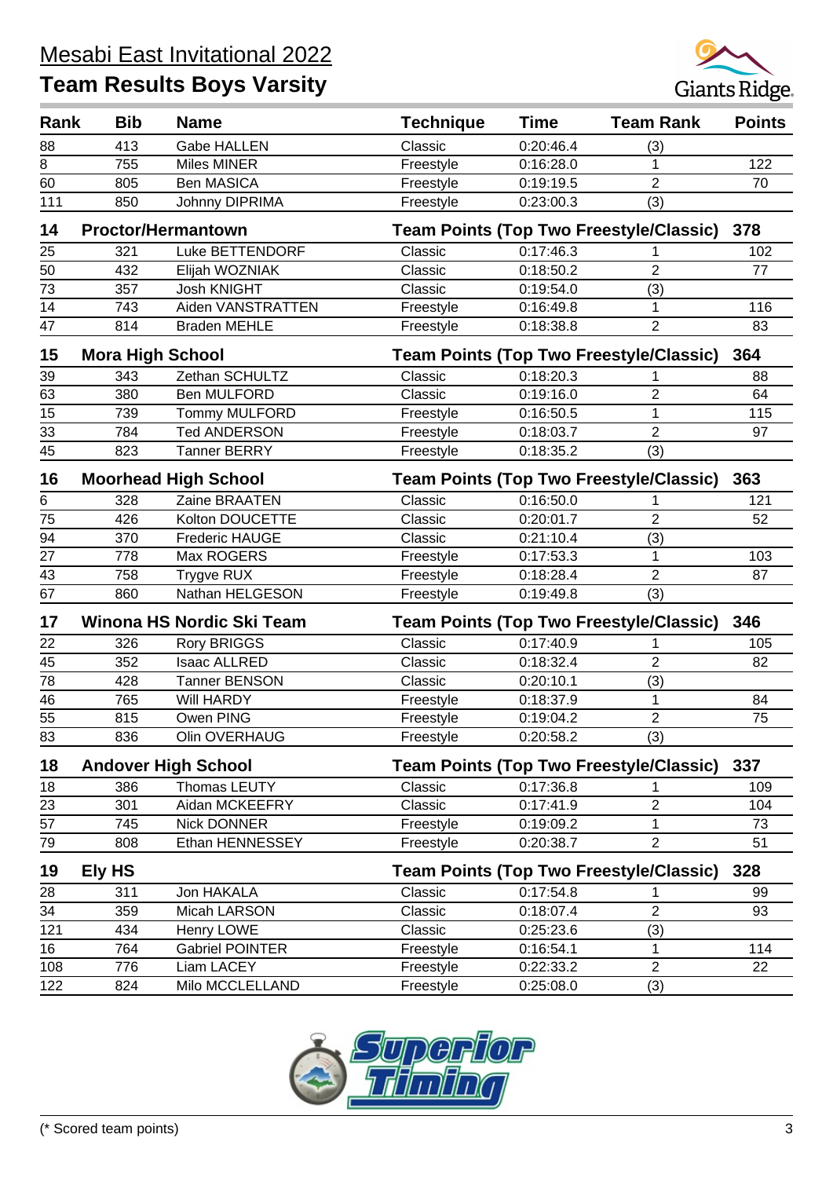# Mesabi East Invitational 2022

## Team Results Boys Varsity

| Rank | Bib | Name | Technique | Time | Team Rank | Points |
|---|---|---|---|---|---|---|
| 88 | 413 | Gabe HALLEN | Classic | 0:20:46.4 | (3) | |
| 8 | 755 | Miles MINER | Freestyle | 0:16:28.0 | 1 | 122 |
| 60 | 805 | Ben MASICA | Freestyle | 0:19:19.5 | 2 | 70 |
| 111 | 850 | Johnny DIPRIMA | Freestyle | 0:23:00.3 | (3) | |
| **14** | **Proctor/Hermantown** | | **Team Points (Top Two Freestyle/Classic)** | | | **378** |
| 25 | 321 | Luke BETTENDORF | Classic | 0:17:46.3 | 1 | 102 |
| 50 | 432 | Elijah WOZNIAK | Classic | 0:18:50.2 | 2 | 77 |
| 73 | 357 | Josh KNIGHT | Classic | 0:19:54.0 | (3) | |
| 14 | 743 | Aiden VANSTRATTEN | Freestyle | 0:16:49.8 | 1 | 116 |
| 47 | 814 | Braden MEHLE | Freestyle | 0:18:38.8 | 2 | 83 |
| **15** | **Mora High School** | | **Team Points (Top Two Freestyle/Classic)** | | | **364** |
| 39 | 343 | Zethan SCHULTZ | Classic | 0:18:20.3 | 1 | 88 |
| 63 | 380 | Ben MULFORD | Classic | 0:19:16.0 | 2 | 64 |
| 15 | 739 | Tommy MULFORD | Freestyle | 0:16:50.5 | 1 | 115 |
| 33 | 784 | Ted ANDERSON | Freestyle | 0:18:03.7 | 2 | 97 |
| 45 | 823 | Tanner BERRY | Freestyle | 0:18:35.2 | (3) | |
| **16** | **Moorhead High School** | | **Team Points (Top Two Freestyle/Classic)** | | | **363** |
| 6 | 328 | Zaine BRAATEN | Classic | 0:16:50.0 | 1 | 121 |
| 75 | 426 | Kolton DOUCETTE | Classic | 0:20:01.7 | 2 | 52 |
| 94 | 370 | Frederic HAUGE | Classic | 0:21:10.4 | (3) | |
| 27 | 778 | Max ROGERS | Freestyle | 0:17:53.3 | 1 | 103 |
| 43 | 758 | Trygve RUX | Freestyle | 0:18:28.4 | 2 | 87 |
| 67 | 860 | Nathan HELGESON | Freestyle | 0:19:49.8 | (3) | |
| **17** | **Winona HS Nordic Ski Team** | | **Team Points (Top Two Freestyle/Classic)** | | | **346** |
| 22 | 326 | Rory BRIGGS | Classic | 0:17:40.9 | 1 | 105 |
| 45 | 352 | Isaac ALLRED | Classic | 0:18:32.4 | 2 | 82 |
| 78 | 428 | Tanner BENSON | Classic | 0:20:10.1 | (3) | |
| 46 | 765 | Will HARDY | Freestyle | 0:18:37.9 | 1 | 84 |
| 55 | 815 | Owen PING | Freestyle | 0:19:04.2 | 2 | 75 |
| 83 | 836 | Olin OVERHAUG | Freestyle | 0:20:58.2 | (3) | |
| **18** | **Andover High School** | | **Team Points (Top Two Freestyle/Classic)** | | | **337** |
| 18 | 386 | Thomas LEUTY | Classic | 0:17:36.8 | 1 | 109 |
| 23 | 301 | Aidan MCKEEFRY | Classic | 0:17:41.9 | 2 | 104 |
| 57 | 745 | Nick DONNER | Freestyle | 0:19:09.2 | 1 | 73 |
| 79 | 808 | Ethan HENNESSEY | Freestyle | 0:20:38.7 | 2 | 51 |
| **19** | **Ely HS** | | **Team Points (Top Two Freestyle/Classic)** | | | **328** |
| 28 | 311 | Jon HAKALA | Classic | 0:17:54.8 | 1 | 99 |
| 34 | 359 | Micah LARSON | Classic | 0:18:07.4 | 2 | 93 |
| 121 | 434 | Henry LOWE | Classic | 0:25:23.6 | (3) | |
| 16 | 764 | Gabriel POINTER | Freestyle | 0:16:54.1 | 1 | 114 |
| 108 | 776 | Liam LACEY | Freestyle | 0:22:33.2 | 2 | 22 |
| 122 | 824 | Milo MCCLELLAND | Freestyle | 0:25:08.0 | (3) | |

(* Scored team points)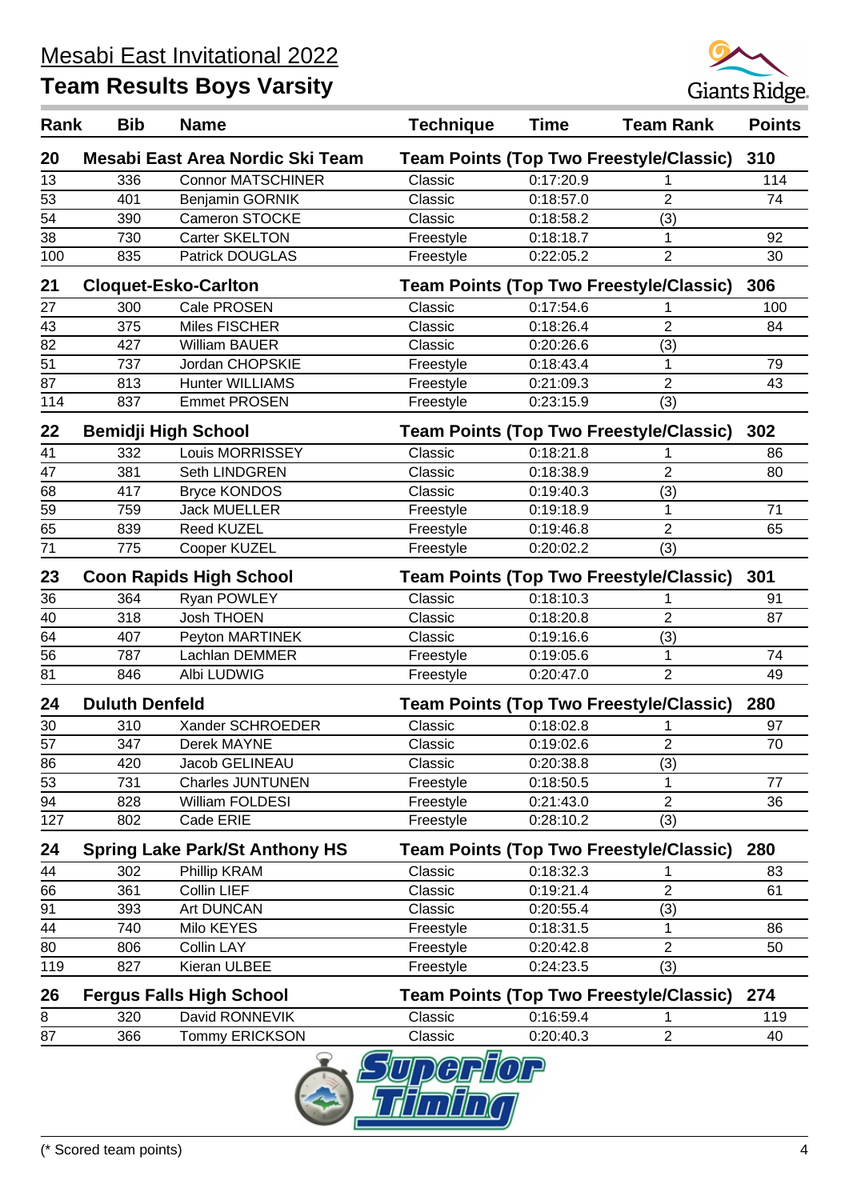# Mesabi East Invitational 2022

## Team Results Boys Varsity

| Rank | Bib | Name | Technique | Time | Team Rank | Points |
|---|---|---|---|---|---|---|
| **20** | | **Mesabi East Area Nordic Ski Team** | **Team Points (Top Two Freestyle/Classic)** | | | **310** |
| 13 | 336 | Connor MATSCHINER | Classic | 0:17:20.9 | 1 | 114 |
| 53 | 401 | Benjamin GORNIK | Classic | 0:18:57.0 | 2 | 74 |
| 54 | 390 | Cameron STOCKE | Classic | 0:18:58.2 | (3) | |
| 38 | 730 | Carter SKELTON | Freestyle | 0:18:18.7 | 1 | 92 |
| 100 | 835 | Patrick DOUGLAS | Freestyle | 0:22:05.2 | 2 | 30 |
| **21** | | **Cloquet-Esko-Carlton** | **Team Points (Top Two Freestyle/Classic)** | | | **306** |
| 27 | 300 | Cale PROSEN | Classic | 0:17:54.6 | 1 | 100 |
| 43 | 375 | Miles FISCHER | Classic | 0:18:26.4 | 2 | 84 |
| 82 | 427 | William BAUER | Classic | 0:20:26.6 | (3) | |
| 51 | 737 | Jordan CHOPSKIE | Freestyle | 0:18:43.4 | 1 | 79 |
| 87 | 813 | Hunter WILLIAMS | Freestyle | 0:21:09.3 | 2 | 43 |
| 114 | 837 | Emmet PROSEN | Freestyle | 0:23:15.9 | (3) | |
| **22** | | **Bemidji High School** | **Team Points (Top Two Freestyle/Classic)** | | | **302** |
| 41 | 332 | Louis MORRISSEY | Classic | 0:18:21.8 | 1 | 86 |
| 47 | 381 | Seth LINDGREN | Classic | 0:18:38.9 | 2 | 80 |
| 68 | 417 | Bryce KONDOS | Classic | 0:19:40.3 | (3) | |
| 59 | 759 | Jack MUELLER | Freestyle | 0:19:18.9 | 1 | 71 |
| 65 | 839 | Reed KUZEL | Freestyle | 0:19:46.8 | 2 | 65 |
| 71 | 775 | Cooper KUZEL | Freestyle | 0:20:02.2 | (3) | |
| **23** | | **Coon Rapids High School** | **Team Points (Top Two Freestyle/Classic)** | | | **301** |
| 36 | 364 | Ryan POWLEY | Classic | 0:18:10.3 | 1 | 91 |
| 40 | 318 | Josh THOEN | Classic | 0:18:20.8 | 2 | 87 |
| 64 | 407 | Peyton MARTINEK | Classic | 0:19:16.6 | (3) | |
| 56 | 787 | Lachlan DEMMER | Freestyle | 0:19:05.6 | 1 | 74 |
| 81 | 846 | Albi LUDWIG | Freestyle | 0:20:47.0 | 2 | 49 |
| **24** | | **Duluth Denfeld** | **Team Points (Top Two Freestyle/Classic)** | | | **280** |
| 30 | 310 | Xander SCHROEDER | Classic | 0:18:02.8 | 1 | 97 |
| 57 | 347 | Derek MAYNE | Classic | 0:19:02.6 | 2 | 70 |
| 86 | 420 | Jacob GELINEAU | Classic | 0:20:38.8 | (3) | |
| 53 | 731 | Charles JUNTUNEN | Freestyle | 0:18:50.5 | 1 | 77 |
| 94 | 828 | William FOLDESI | Freestyle | 0:21:43.0 | 2 | 36 |
| 127 | 802 | Cade ERIE | Freestyle | 0:28:10.2 | (3) | |
| **24** | | **Spring Lake Park/St Anthony HS** | **Team Points (Top Two Freestyle/Classic)** | | | **280** |
| 44 | 302 | Phillip KRAM | Classic | 0:18:32.3 | 1 | 83 |
| 66 | 361 | Collin LIEF | Classic | 0:19:21.4 | 2 | 61 |
| 91 | 393 | Art DUNCAN | Classic | 0:20:55.4 | (3) | |
| 44 | 740 | Milo KEYES | Freestyle | 0:18:31.5 | 1 | 86 |
| 80 | 806 | Collin LAY | Freestyle | 0:20:42.8 | 2 | 50 |
| 119 | 827 | Kieran ULBEE | Freestyle | 0:24:23.5 | (3) | |
| **26** | | **Fergus Falls High School** | **Team Points (Top Two Freestyle/Classic)** | | | **274** |
| 8 | 320 | David RONNEVIK | Classic | 0:16:59.4 | 1 | 119 |
| 87 | 366 | Tommy ERICKSON | Classic | 0:20:40.3 | 2 | 40 |

(* Scored team points)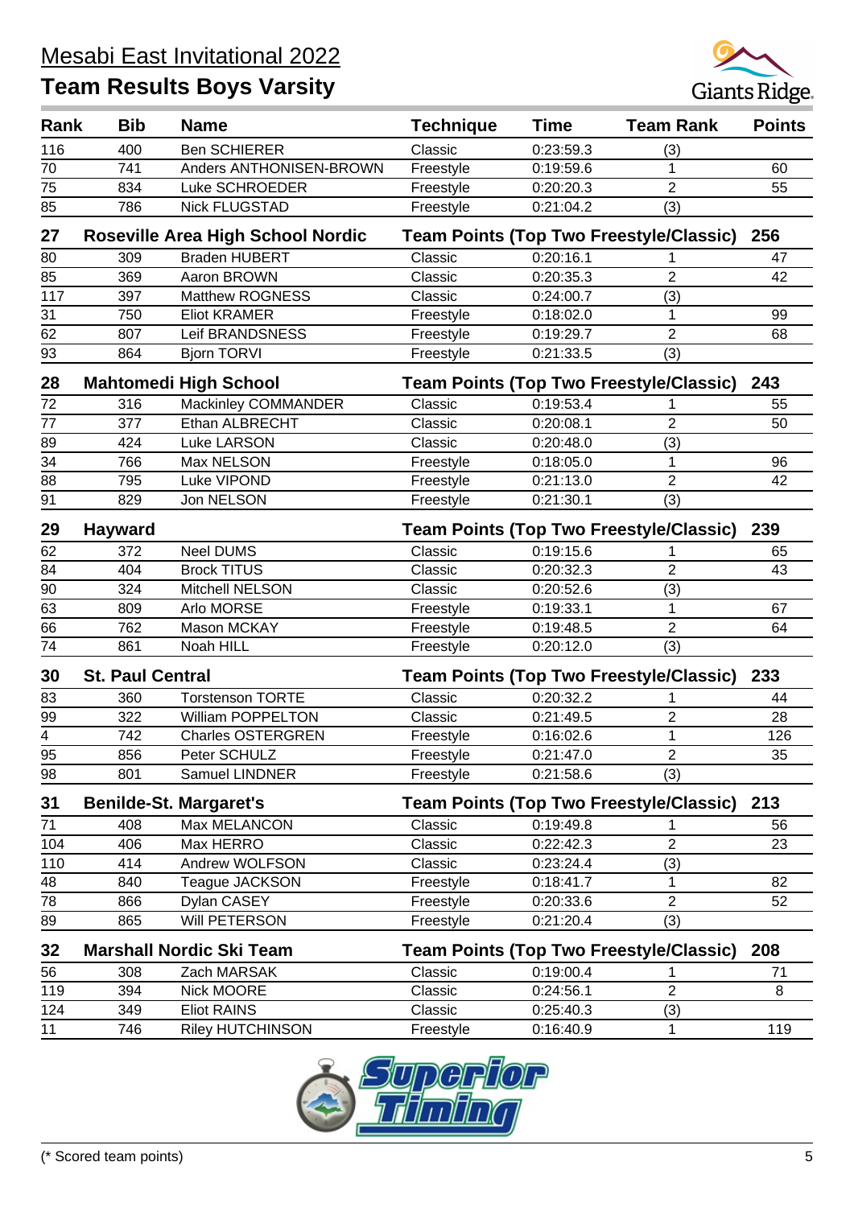# Mesabi East Invitational 2022

## Team Results Boys Varsity

| Rank | Bib | Name | Technique | Time | Team Rank | Points |
|---|---|---|---|---|---|---|
| 116 | 400 | Ben SCHIERER | Classic | 0:23:59.3 | (3) | |
| 70 | 741 | Anders ANTHONISEN-BROWN | Freestyle | 0:19:59.6 | 1 | 60 |
| 75 | 834 | Luke SCHROEDER | Freestyle | 0:20:20.3 | 2 | 55 |
| 85 | 786 | Nick FLUGSTAD | Freestyle | 0:21:04.2 | (3) | |
| **27** | **Roseville Area High School Nordic** | | **Team Points (Top Two Freestyle/Classic)** | | | **256** |
| 80 | 309 | Braden HUBERT | Classic | 0:20:16.1 | 1 | 47 |
| 85 | 369 | Aaron BROWN | Classic | 0:20:35.3 | 2 | 42 |
| 117 | 397 | Matthew ROGNESS | Classic | 0:24:00.7 | (3) | |
| 31 | 750 | Eliot KRAMER | Freestyle | 0:18:02.0 | 1 | 99 |
| 62 | 807 | Leif BRANDSNESS | Freestyle | 0:19:29.7 | 2 | 68 |
| 93 | 864 | Bjorn TORVI | Freestyle | 0:21:33.5 | (3) | |
| **28** | **Mahtomedi High School** | | **Team Points (Top Two Freestyle/Classic)** | | | **243** |
| 72 | 316 | Mackinley COMMANDER | Classic | 0:19:53.4 | 1 | 55 |
| 77 | 377 | Ethan ALBRECHT | Classic | 0:20:08.1 | 2 | 50 |
| 89 | 424 | Luke LARSON | Classic | 0:20:48.0 | (3) | |
| 34 | 766 | Max NELSON | Freestyle | 0:18:05.0 | 1 | 96 |
| 88 | 795 | Luke VIPOND | Freestyle | 0:21:13.0 | 2 | 42 |
| 91 | 829 | Jon NELSON | Freestyle | 0:21:30.1 | (3) | |
| **29** | **Hayward** | | **Team Points (Top Two Freestyle/Classic)** | | | **239** |
| 62 | 372 | Neel DUMS | Classic | 0:19:15.6 | 1 | 65 |
| 84 | 404 | Brock TITUS | Classic | 0:20:32.3 | 2 | 43 |
| 90 | 324 | Mitchell NELSON | Classic | 0:20:52.6 | (3) | |
| 63 | 809 | Arlo MORSE | Freestyle | 0:19:33.1 | 1 | 67 |
| 66 | 762 | Mason MCKAY | Freestyle | 0:19:48.5 | 2 | 64 |
| 74 | 861 | Noah HILL | Freestyle | 0:20:12.0 | (3) | |
| **30** | **St. Paul Central** | | **Team Points (Top Two Freestyle/Classic)** | | | **233** |
| 83 | 360 | Torstenson TORTE | Classic | 0:20:32.2 | 1 | 44 |
| 99 | 322 | William POPPELTON | Classic | 0:21:49.5 | 2 | 28 |
| 4 | 742 | Charles OSTERGREN | Freestyle | 0:16:02.6 | 1 | 126 |
| 95 | 856 | Peter SCHULZ | Freestyle | 0:21:47.0 | 2 | 35 |
| 98 | 801 | Samuel LINDNER | Freestyle | 0:21:58.6 | (3) | |
| **31** | **Benilde-St. Margaret's** | | **Team Points (Top Two Freestyle/Classic)** | | | **213** |
| 71 | 408 | Max MELANCON | Classic | 0:19:49.8 | 1 | 56 |
| 104 | 406 | Max HERRO | Classic | 0:22:42.3 | 2 | 23 |
| 110 | 414 | Andrew WOLFSON | Classic | 0:23:24.4 | (3) | |
| 48 | 840 | Teague JACKSON | Freestyle | 0:18:41.7 | 1 | 82 |
| 78 | 866 | Dylan CASEY | Freestyle | 0:20:33.6 | 2 | 52 |
| 89 | 865 | Will PETERSON | Freestyle | 0:21:20.4 | (3) | |
| **32** | **Marshall Nordic Ski Team** | | **Team Points (Top Two Freestyle/Classic)** | | | **208** |
| 56 | 308 | Zach MARSAK | Classic | 0:19:00.4 | 1 | 71 |
| 119 | 394 | Nick MOORE | Classic | 0:24:56.1 | 2 | 8 |
| 124 | 349 | Eliot RAINS | Classic | 0:25:40.3 | (3) | |
| 11 | 746 | Riley HUTCHINSON | Freestyle | 0:16:40.9 | 1 | 119 |

(* Scored team points)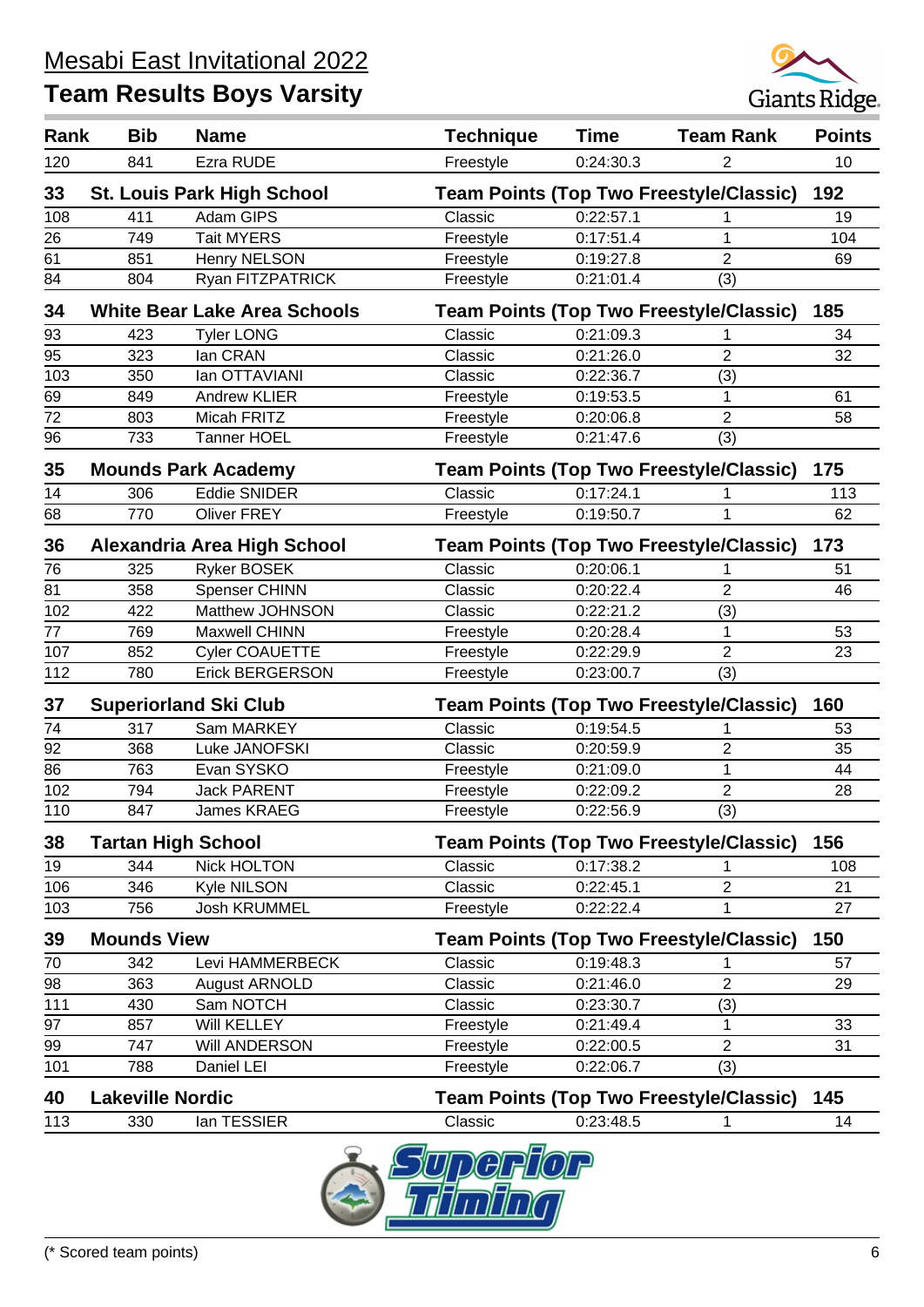# Mesabi East Invitational 2022

## Team Results Boys Varsity

| Rank | Bib | Name | Technique | Time | Team Rank | Points |
|---|---|---|---|---|---|---|
| 120 | 841 | Ezra RUDE | Freestyle | 0:24:30.3 | 2 | 10 |
| **33** | **St. Louis Park High School** | | **Team Points (Top Two Freestyle/Classic)** | | | **192** |
| 108 | 411 | Adam GIPS | Classic | 0:22:57.1 | 1 | 19 |
| 26 | 749 | Tait MYERS | Freestyle | 0:17:51.4 | 1 | 104 |
| 61 | 851 | Henry NELSON | Freestyle | 0:19:27.8 | 2 | 69 |
| 84 | 804 | Ryan FITZPATRICK | Freestyle | 0:21:01.4 | (3) | |
| **34** | **White Bear Lake Area Schools** | | **Team Points (Top Two Freestyle/Classic)** | | | **185** |
| 93 | 423 | Tyler LONG | Classic | 0:21:09.3 | 1 | 34 |
| 95 | 323 | Ian CRAN | Classic | 0:21:26.0 | 2 | 32 |
| 103 | 350 | Ian OTTAVIANI | Classic | 0:22:36.7 | (3) | |
| 69 | 849 | Andrew KLIER | Freestyle | 0:19:53.5 | 1 | 61 |
| 72 | 803 | Micah FRITZ | Freestyle | 0:20:06.8 | 2 | 58 |
| 96 | 733 | Tanner HOEL | Freestyle | 0:21:47.6 | (3) | |
| **35** | **Mounds Park Academy** | | **Team Points (Top Two Freestyle/Classic)** | | | **175** |
| 14 | 306 | Eddie SNIDER | Classic | 0:17:24.1 | 1 | 113 |
| 68 | 770 | Oliver FREY | Freestyle | 0:19:50.7 | 1 | 62 |
| **36** | **Alexandria Area High School** | | **Team Points (Top Two Freestyle/Classic)** | | | **173** |
| 76 | 325 | Ryker BOSEK | Classic | 0:20:06.1 | 1 | 51 |
| 81 | 358 | Spenser CHINN | Classic | 0:20:22.4 | 2 | 46 |
| 102 | 422 | Matthew JOHNSON | Classic | 0:22:21.2 | (3) | |
| 77 | 769 | Maxwell CHINN | Freestyle | 0:20:28.4 | 1 | 53 |
| 107 | 852 | Cyler COAUETTE | Freestyle | 0:22:29.9 | 2 | 23 |
| 112 | 780 | Erick BERGERSON | Freestyle | 0:23:00.7 | (3) | |
| **37** | **Superiorland Ski Club** | | **Team Points (Top Two Freestyle/Classic)** | | | **160** |
| 74 | 317 | Sam MARKEY | Classic | 0:19:54.5 | 1 | 53 |
| 92 | 368 | Luke JANOFSKI | Classic | 0:20:59.9 | 2 | 35 |
| 86 | 763 | Evan SYSKO | Freestyle | 0:21:09.0 | 1 | 44 |
| 102 | 794 | Jack PARENT | Freestyle | 0:22:09.2 | 2 | 28 |
| 110 | 847 | James KRAEG | Freestyle | 0:22:56.9 | (3) | |
| **38** | **Tartan High School** | | **Team Points (Top Two Freestyle/Classic)** | | | **156** |
| 19 | 344 | Nick HOLTON | Classic | 0:17:38.2 | 1 | 108 |
| 106 | 346 | Kyle NILSON | Classic | 0:22:45.1 | 2 | 21 |
| 103 | 756 | Josh KRUMMEL | Freestyle | 0:22:22.4 | 1 | 27 |
| **39** | **Mounds View** | | **Team Points (Top Two Freestyle/Classic)** | | | **150** |
| 70 | 342 | Levi HAMMERBECK | Classic | 0:19:48.3 | 1 | 57 |
| 98 | 363 | August ARNOLD | Classic | 0:21:46.0 | 2 | 29 |
| 111 | 430 | Sam NOTCH | Classic | 0:23:30.7 | (3) | |
| 97 | 857 | Will KELLEY | Freestyle | 0:21:49.4 | 1 | 33 |
| 99 | 747 | Will ANDERSON | Freestyle | 0:22:00.5 | 2 | 31 |
| 101 | 788 | Daniel LEI | Freestyle | 0:22:06.7 | (3) | |
| **40** | **Lakeville Nordic** | | **Team Points (Top Two Freestyle/Classic)** | | | **145** |
| 113 | 330 | Ian TESSIER | Classic | 0:23:48.5 | 1 | 14 |

(* Scored team points)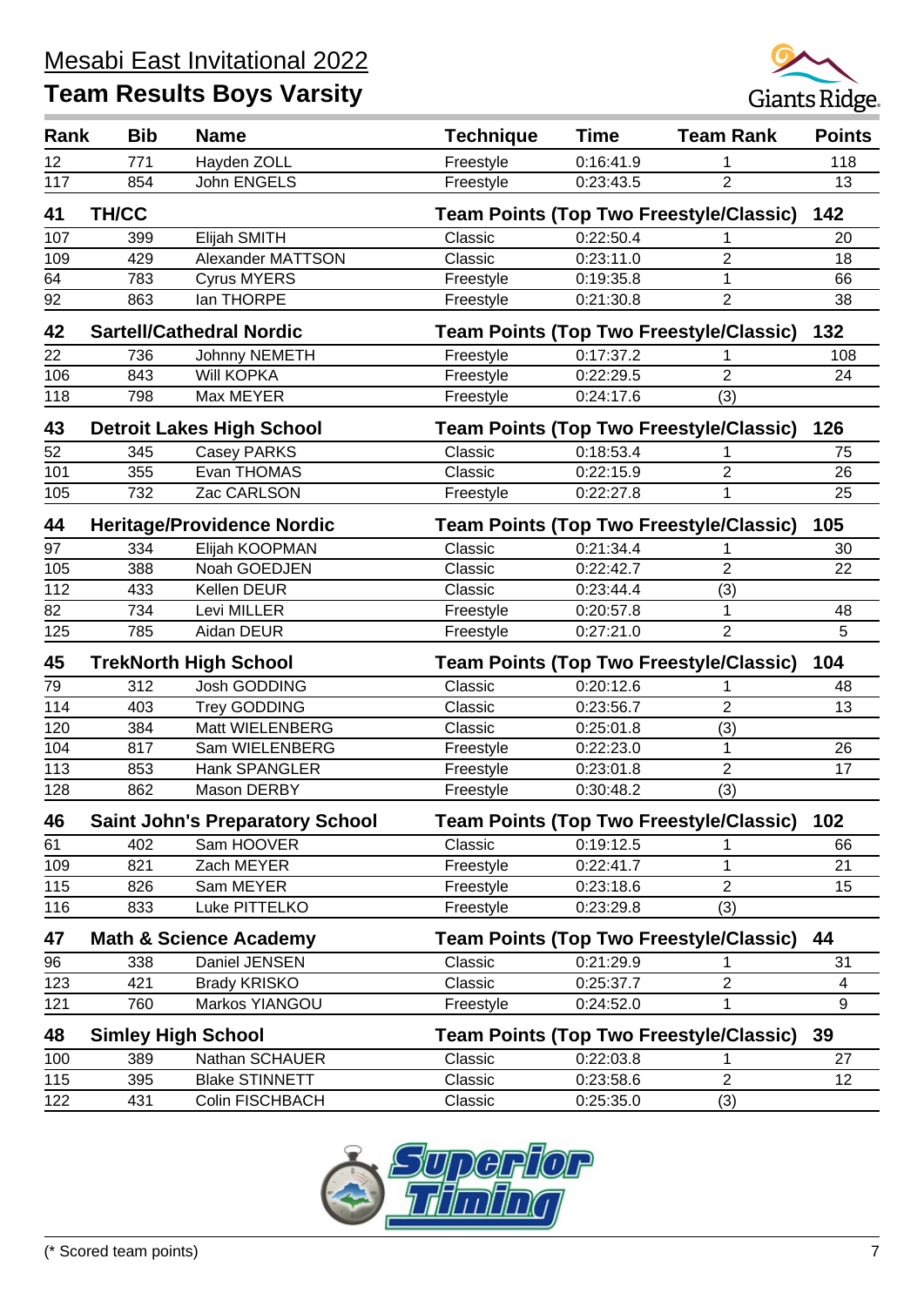# Mesabi East Invitational 2022

## Team Results Boys Varsity

| Rank | Bib | Name | Technique | Time | Team Rank | Points |
|---|---|---|---|---|---|---|
| 12 | 771 | Hayden ZOLL | Freestyle | 0:16:41.9 | 1 | 118 |
| 117 | 854 | John ENGELS | Freestyle | 0:23:43.5 | 2 | 13 |
| **41** | **TH/CC** | | **Team Points (Top Two Freestyle/Classic)** | | | **142** |
| 107 | 399 | Elijah SMITH | Classic | 0:22:50.4 | 1 | 20 |
| 109 | 429 | Alexander MATTSON | Classic | 0:23:11.0 | 2 | 18 |
| 64 | 783 | Cyrus MYERS | Freestyle | 0:19:35.8 | 1 | 66 |
| 92 | 863 | Ian THORPE | Freestyle | 0:21:30.8 | 2 | 38 |
| **42** | **Sartell/Cathedral Nordic** | | **Team Points (Top Two Freestyle/Classic)** | | | **132** |
| 22 | 736 | Johnny NEMETH | Freestyle | 0:17:37.2 | 1 | 108 |
| 106 | 843 | Will KOPKA | Freestyle | 0:22:29.5 | 2 | 24 |
| 118 | 798 | Max MEYER | Freestyle | 0:24:17.6 | (3) | |
| **43** | **Detroit Lakes High School** | | **Team Points (Top Two Freestyle/Classic)** | | | **126** |
| 52 | 345 | Casey PARKS | Classic | 0:18:53.4 | 1 | 75 |
| 101 | 355 | Evan THOMAS | Classic | 0:22:15.9 | 2 | 26 |
| 105 | 732 | Zac CARLSON | Freestyle | 0:22:27.8 | 1 | 25 |
| **44** | **Heritage/Providence Nordic** | | **Team Points (Top Two Freestyle/Classic)** | | | **105** |
| 97 | 334 | Elijah KOOPMAN | Classic | 0:21:34.4 | 1 | 30 |
| 105 | 388 | Noah GOEDJEN | Classic | 0:22:42.7 | 2 | 22 |
| 112 | 433 | Kellen DEUR | Classic | 0:23:44.4 | (3) | |
| 82 | 734 | Levi MILLER | Freestyle | 0:20:57.8 | 1 | 48 |
| 125 | 785 | Aidan DEUR | Freestyle | 0:27:21.0 | 2 | 5 |
| **45** | **TrekNorth High School** | | **Team Points (Top Two Freestyle/Classic)** | | | **104** |
| 79 | 312 | Josh GODDING | Classic | 0:20:12.6 | 1 | 48 |
| 114 | 403 | Trey GODDING | Classic | 0:23:56.7 | 2 | 13 |
| 120 | 384 | Matt WIELENBERG | Classic | 0:25:01.8 | (3) | |
| 104 | 817 | Sam WIELENBERG | Freestyle | 0:22:23.0 | 1 | 26 |
| 113 | 853 | Hank SPANGLER | Freestyle | 0:23:01.8 | 2 | 17 |
| 128 | 862 | Mason DERBY | Freestyle | 0:30:48.2 | (3) | |
| **46** | **Saint John's Preparatory School** | | **Team Points (Top Two Freestyle/Classic)** | | | **102** |
| 61 | 402 | Sam HOOVER | Classic | 0:19:12.5 | 1 | 66 |
| 109 | 821 | Zach MEYER | Freestyle | 0:22:41.7 | 1 | 21 |
| 115 | 826 | Sam MEYER | Freestyle | 0:23:18.6 | 2 | 15 |
| 116 | 833 | Luke PITTELKO | Freestyle | 0:23:29.8 | (3) | |
| **47** | **Math & Science Academy** | | **Team Points (Top Two Freestyle/Classic)** | | | **44** |
| 96 | 338 | Daniel JENSEN | Classic | 0:21:29.9 | 1 | 31 |
| 123 | 421 | Brady KRISKO | Classic | 0:25:37.7 | 2 | 4 |
| 121 | 760 | Markos YIANGOU | Freestyle | 0:24:52.0 | 1 | 9 |
| **48** | **Simley High School** | | **Team Points (Top Two Freestyle/Classic)** | | | **39** |
| 100 | 389 | Nathan SCHAUER | Classic | 0:22:03.8 | 1 | 27 |
| 115 | 395 | Blake STINNETT | Classic | 0:23:58.6 | 2 | 12 |
| 122 | 431 | Colin FISCHBACH | Classic | 0:25:35.0 | (3) | |

(* Scored team points)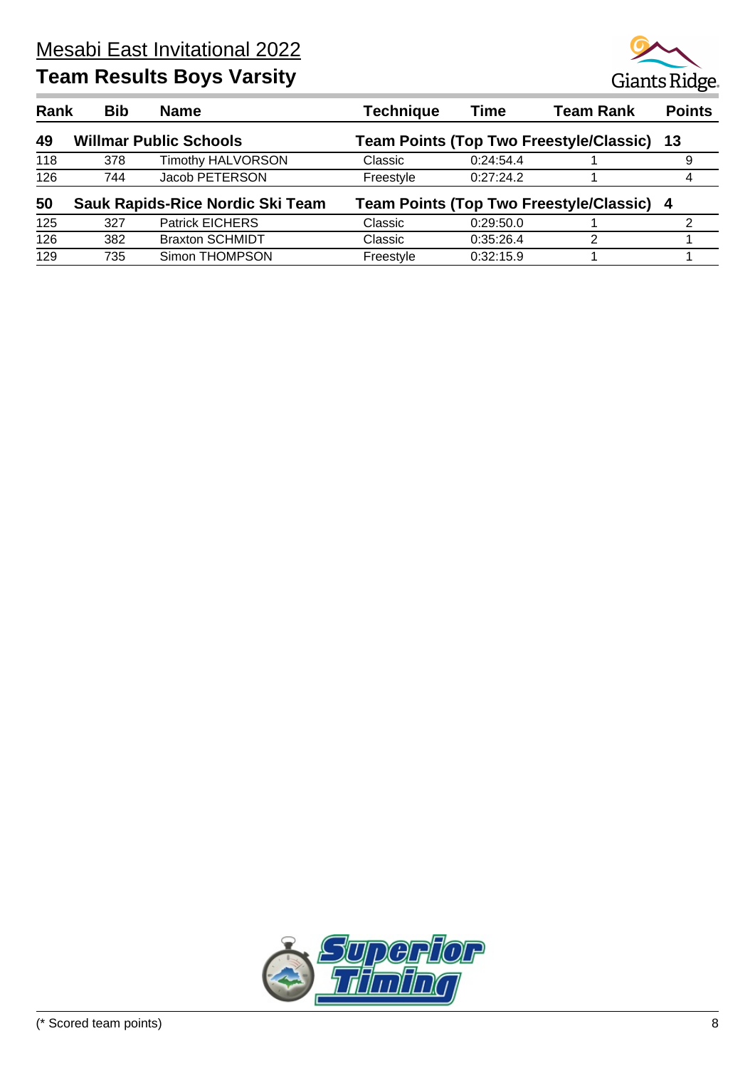# Mesabi East Invitational 2022

## Team Results Boys Varsity

| Rank | Bib | Name | Technique | Time | Team Rank | Points |
|---|---|---|---|---|---|---|
| **49** | **Willmar Public Schools** | | **Team Points (Top Two Freestyle/Classic)** | | | **13** |
| 118 | 378 | Timothy HALVORSON | Classic | 0:24:54.4 | 1 | 9 |
| 126 | 744 | Jacob PETERSON | Freestyle | 0:27:24.2 | 1 | 4 |
| **50** | **Sauk Rapids-Rice Nordic Ski Team** | | **Team Points (Top Two Freestyle/Classic)** | | | **4** |
| 125 | 327 | Patrick EICHERS | Classic | 0:29:50.0 | 1 | 2 |
| 126 | 382 | Braxton SCHMIDT | Classic | 0:35:26.4 | 2 | 1 |
| 129 | 735 | Simon THOMPSON | Freestyle | 0:32:15.9 | 1 | 1 |

(* Scored team points)